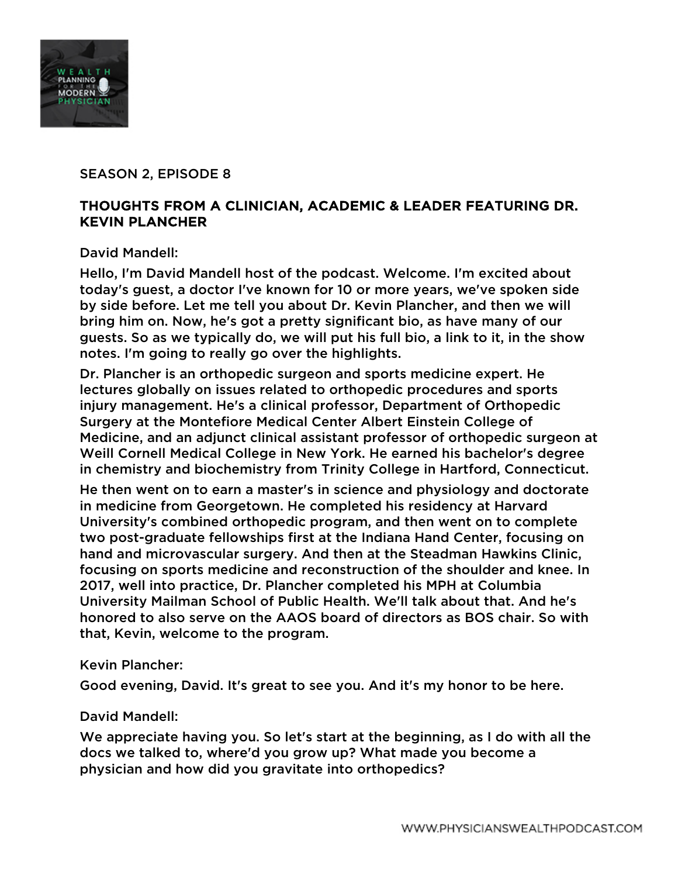SEASON 2, EPISODE 8

## THOUGHTS FROM A CLINICIAN, ACADEMIC & LEADER FEATURING DR. KEVIN PLANCHER

David Mandell:

Hello, I'm David Mandell host of the podcast. Welcome. I'm excited about today's guest, a doctor I've known for 10 or more years, we've spoken side by side before. Let me tell you about Dr. Kevin Plancher, and then we will bring him on. Now, he's got a pretty significant bio, as have many of our guests. So as we typically do, we will put his full bio, a link to it, in the show notes. I'm going to really go over the highlights.

Dr. Plancher is an orthopedic surgeon and sports medicine expert. He lectures globally on issues related to orthopedic procedures and sports injury management. He's a clinical professor, Department of Orthopedic Surgery at the Montefiore Medical Center Albert Einstein College of Medicine, and an adjunct clinical assistant professor of orthopedic surgeon at Weill Cornell Medical College in New York. He earned his bachelor's degree in chemistry and biochemistry from Trinity College in Hartford, Connecticut.

He then went on to earn a master's in science and physiology and doctorate in medicine from Georgetown. He completed his residency at Harvard University's combined orthopedic program, and then went on to complete two post-graduate fellowships first at the Indiana Hand Center, focusing on hand and microvascular surgery. And then at the Steadman Hawkins Clinic, focusing on sports medicine and reconstruction of the shoulder and knee. In 2017, well into practice, Dr. Plancher completed his MPH at Columbia University Mailman School of Public Health. We'll talk about that. And he's honored to also serve on the AAOS board of directors as BOS chair. So with that, Kevin, welcome to the program.

Kevin Plancher:

Good evening, David. It's great to see you. And it's my honor to be here.

David Mandell:

We appreciate having you. So let's start at the beginning, as I do with all the docs we talked to, where'd you grow up? What made you become a physician and how did you gravitate into orthopedics?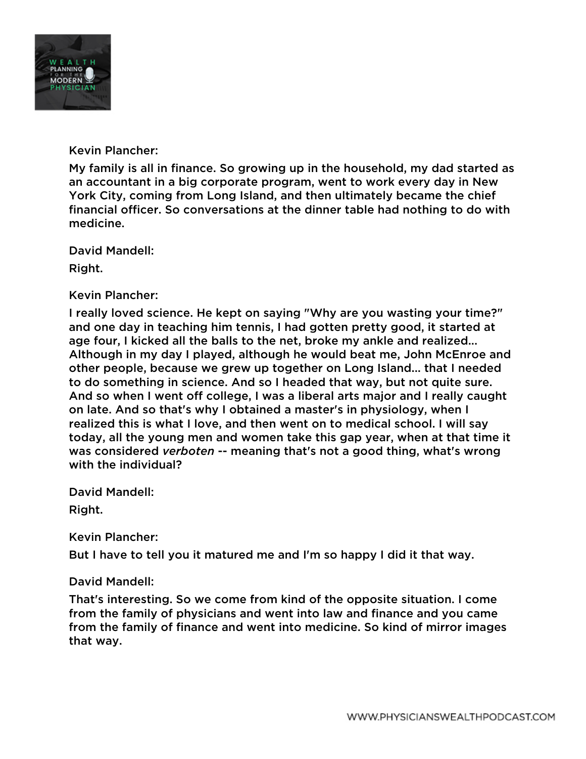Kevin Plancher:

My family is all in finance. So growing up in the household, my dad started as an accountant in a big corporate program, went to work every day in New York City, coming from Long Island, and then ultimately became the chief financial officer. So conversations at the dinner table had nothing to do with medicine.

David Mandell:

Right.

Kevin Plancher:

I really loved science. He kept on saying "Why are you wasting your time?" and one day in teaching him tennis, I had gotten pretty good, it started at age four, I kicked all the balls to the net, broke my ankle and realized... Although in my day I played, although he would beat me, John McEnroe and other people, because we grew up together on Long Island... that I needed to do something in science. And so I headed that way, but not quite sure. And so when I went off college, I was a liberal arts major and I really caught on late. And so that's why I obtained a master's in physiology, when I realized this is what I love, and then went on to medical school. I will say today, all the young men and women take this gap year, when at that time it was considered *verboten* -- meaning that's not a good thing, what's wrong with the individual?

David Mandell:

Right.

Kevin Plancher:

But I have to tell you it matured me and I'm so happy I did it that way.

David Mandell:

That's interesting. So we come from kind of the opposite situation. I come from the family of physicians and went into law and finance and you came from the family of finance and went into medicine. So kind of mirror images that way.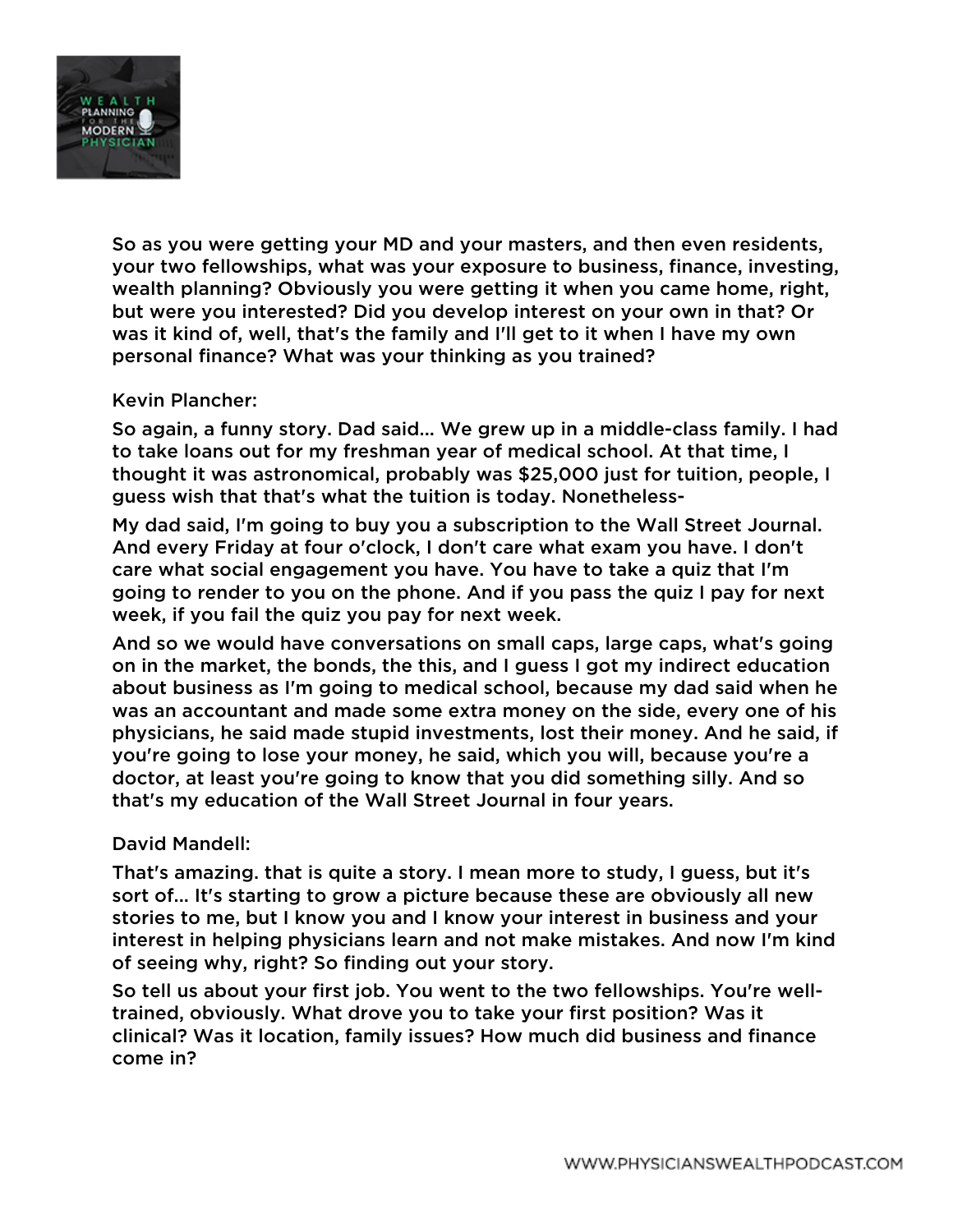So as you were getting your MD and your masters, and then even residents, your two fellowships, what was your exposure to business, finance, investing, wealth planning? Obviously you were getting it when you came home, right, but were you interested? Did you develop interest on your own in that? Or was it kind of, well, that's the family and I'll get to it when I have my own personal finance? What was your thinking as you trained?

Kevin Plancher:

So again, a funny story. Dad said... We grew up in a middle-class family. I had to take loans out for my freshman year of medical school. At that time, I thought it was astronomical, probably was $25,000 just for tuition, people, I guess wish that that's what the tuition is today. Nonetheless-

My dad said, I'm going to buy you a subscription to the Wall Street Journal. And every Friday at four o'clock, I don't care what exam you have. I don't care what social engagement you have. You have to take a quiz that I'm going to render to you on the phone. And if you pass the quiz I pay for next week, if you fail the quiz you pay for next week.

And so we would have conversations on small caps, large caps, what's going on in the market, the bonds, the this, and I guess I got my indirect education about business as I'm going to medical school, because my dad said when he was an accountant and made some extra money on the side, every one of his physicians, he said made stupid investments, lost their money. And he said, if you're going to lose your money, he said, which you will, because you're a doctor, at least you're going to know that you did something silly. And so that's my education of the Wall Street Journal in four years.

David Mandell:

That's amazing. that is quite a story. I mean more to study, I guess, but it's sort of... It's starting to grow a picture because these are obviously all new stories to me, but I know you and I know your interest in business and your interest in helping physicians learn and not make mistakes. And now I'm kind of seeing why, right? So finding out your story.

So tell us about your first job. You went to the two fellowships. You're well-trained, obviously. What drove you to take your first position? Was it clinical? Was it location, family issues? How much did business and finance come in?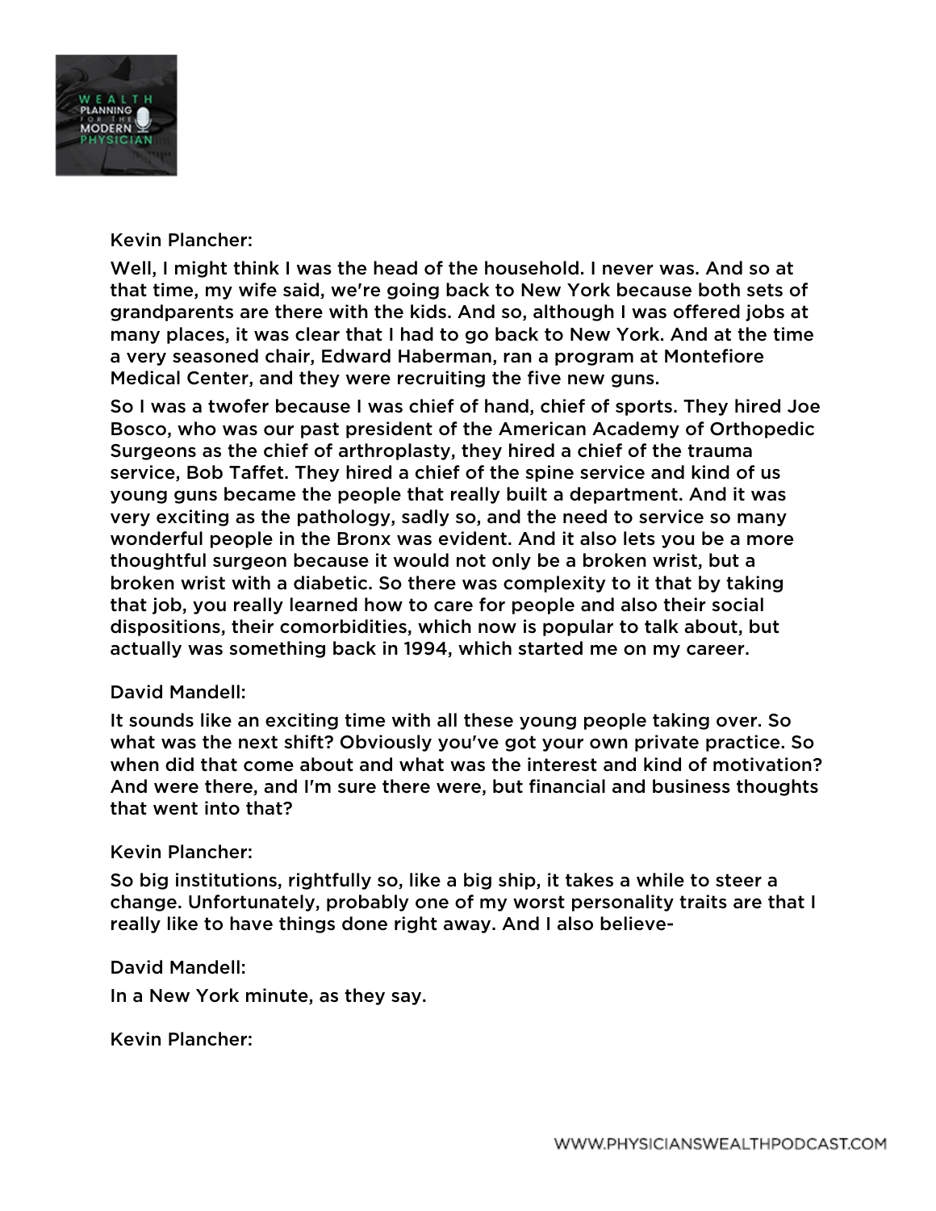Kevin Plancher:

Well, I might think I was the head of the household. I never was. And so at that time, my wife said, we're going back to New York because both sets of grandparents are there with the kids. And so, although I was offered jobs at many places, it was clear that I had to go back to New York. And at the time a very seasoned chair, Edward Haberman, ran a program at Montefiore Medical Center, and they were recruiting the five new guns.

So I was a twofer because I was chief of hand, chief of sports. They hired Joe Bosco, who was our past president of the American Academy of Orthopedic Surgeons as the chief of arthroplasty, they hired a chief of the trauma service, Bob Taffet. They hired a chief of the spine service and kind of us young guns became the people that really built a department. And it was very exciting as the pathology, sadly so, and the need to service so many wonderful people in the Bronx was evident. And it also lets you be a more thoughtful surgeon because it would not only be a broken wrist, but a broken wrist with a diabetic. So there was complexity to it that by taking that job, you really learned how to care for people and also their social dispositions, their comorbidities, which now is popular to talk about, but actually was something back in 1994, which started me on my career.

David Mandell:

It sounds like an exciting time with all these young people taking over. So what was the next shift? Obviously you've got your own private practice. So when did that come about and what was the interest and kind of motivation? And were there, and I'm sure there were, but financial and business thoughts that went into that?

Kevin Plancher:

So big institutions, rightfully so, like a big ship, it takes a while to steer a change. Unfortunately, probably one of my worst personality traits are that I really like to have things done right away. And I also believe-

David Mandell:

In a New York minute, as they say.

Kevin Plancher: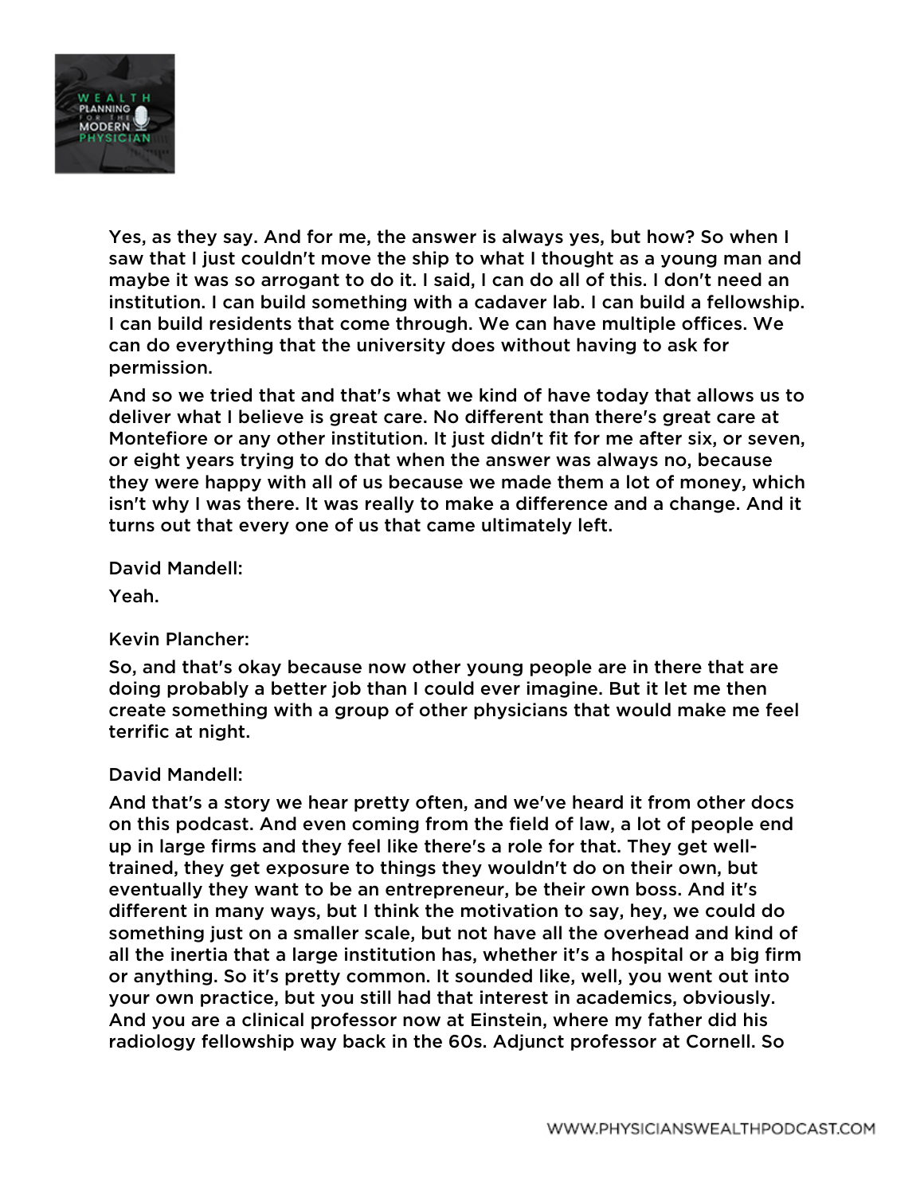Yes, as they say. And for me, the answer is always yes, but how? So when I saw that I just couldn't move the ship to what I thought as a young man and maybe it was so arrogant to do it. I said, I can do all of this. I don't need an institution. I can build something with a cadaver lab. I can build a fellowship. I can build residents that come through. We can have multiple offices. We can do everything that the university does without having to ask for permission.

And so we tried that and that's what we kind of have today that allows us to deliver what I believe is great care. No different than there's great care at Montefiore or any other institution. It just didn't fit for me after six, or seven, or eight years trying to do that when the answer was always no, because they were happy with all of us because we made them a lot of money, which isn't why I was there. It was really to make a difference and a change. And it turns out that every one of us that came ultimately left.

David Mandell:

Yeah.

Kevin Plancher:

So, and that's okay because now other young people are in there that are doing probably a better job than I could ever imagine. But it let me then create something with a group of other physicians that would make me feel terrific at night.

David Mandell:

And that's a story we hear pretty often, and we've heard it from other docs on this podcast. And even coming from the field of law, a lot of people end up in large firms and they feel like there's a role for that. They get well-trained, they get exposure to things they wouldn't do on their own, but eventually they want to be an entrepreneur, be their own boss. And it's different in many ways, but I think the motivation to say, hey, we could do something just on a smaller scale, but not have all the overhead and kind of all the inertia that a large institution has, whether it's a hospital or a big firm or anything. So it's pretty common. It sounded like, well, you went out into your own practice, but you still had that interest in academics, obviously. And you are a clinical professor now at Einstein, where my father did his radiology fellowship way back in the 60s. Adjunct professor at Cornell. So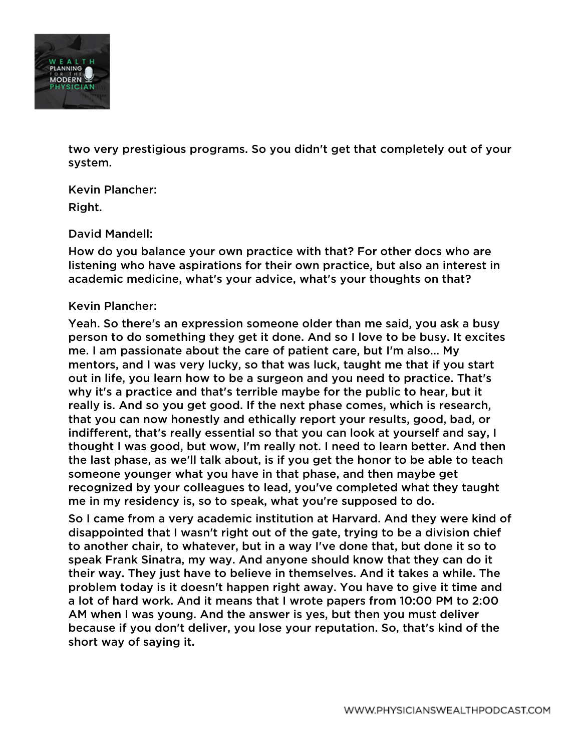two very prestigious programs. So you didn't get that completely out of your system.

Kevin Plancher:

Right.

David Mandell:

How do you balance your own practice with that? For other docs who are listening who have aspirations for their own practice, but also an interest in academic medicine, what's your advice, what's your thoughts on that?

Kevin Plancher:

Yeah. So there's an expression someone older than me said, you ask a busy person to do something they get it done. And so I love to be busy. It excites me. I am passionate about the care of patient care, but I'm also... My mentors, and I was very lucky, so that was luck, taught me that if you start out in life, you learn how to be a surgeon and you need to practice. That's why it's a practice and that's terrible maybe for the public to hear, but it really is. And so you get good. If the next phase comes, which is research, that you can now honestly and ethically report your results, good, bad, or indifferent, that's really essential so that you can look at yourself and say, I thought I was good, but wow, I'm really not. I need to learn better. And then the last phase, as we'll talk about, is if you get the honor to be able to teach someone younger what you have in that phase, and then maybe get recognized by your colleagues to lead, you've completed what they taught me in my residency is, so to speak, what you're supposed to do.

So I came from a very academic institution at Harvard. And they were kind of disappointed that I wasn't right out of the gate, trying to be a division chief to another chair, to whatever, but in a way I've done that, but done it so to speak Frank Sinatra, my way. And anyone should know that they can do it their way. They just have to believe in themselves. And it takes a while. The problem today is it doesn't happen right away. You have to give it time and a lot of hard work. And it means that I wrote papers from 10:00 PM to 2:00 AM when I was young. And the answer is yes, but then you must deliver because if you don't deliver, you lose your reputation. So, that's kind of the short way of saying it.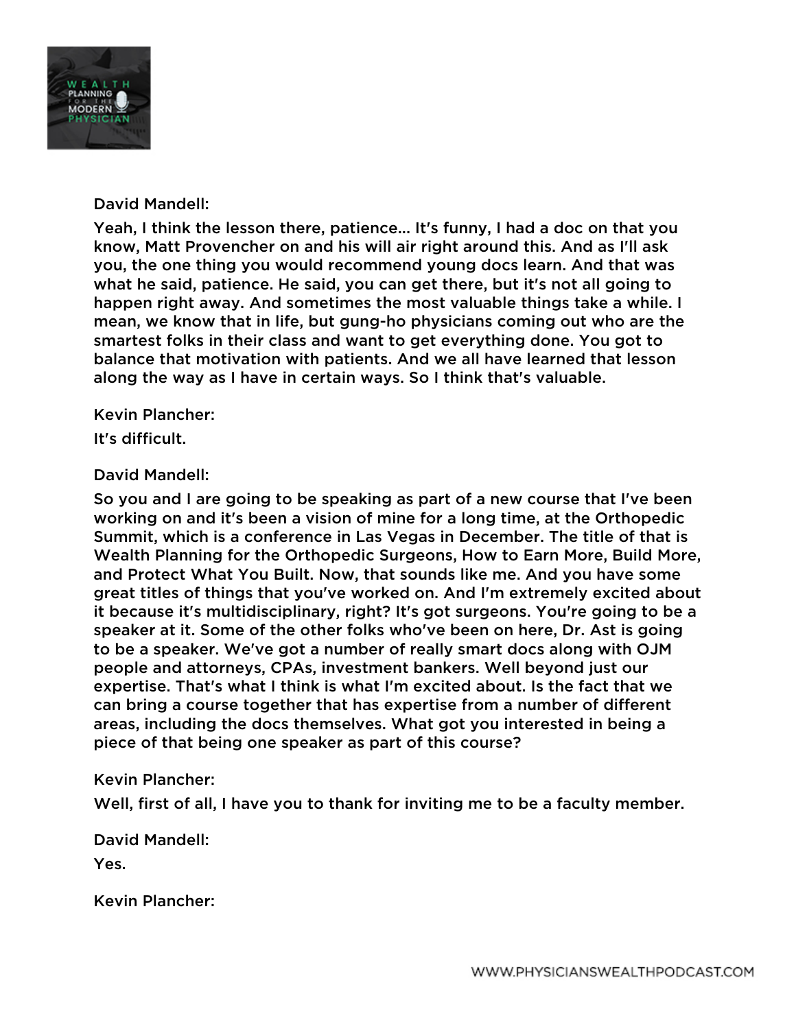David Mandell:

Yeah, I think the lesson there, patience... It's funny, I had a doc on that you know, Matt Provencher on and his will air right around this. And as I'll ask you, the one thing you would recommend young docs learn. And that was what he said, patience. He said, you can get there, but it's not all going to happen right away. And sometimes the most valuable things take a while. I mean, we know that in life, but gung-ho physicians coming out who are the smartest folks in their class and want to get everything done. You got to balance that motivation with patients. And we all have learned that lesson along the way as I have in certain ways. So I think that's valuable.

Kevin Plancher:

It's difficult.

David Mandell:

So you and I are going to be speaking as part of a new course that I've been working on and it's been a vision of mine for a long time, at the Orthopedic Summit, which is a conference in Las Vegas in December. The title of that is Wealth Planning for the Orthopedic Surgeons, How to Earn More, Build More, and Protect What You Built. Now, that sounds like me. And you have some great titles of things that you've worked on. And I'm extremely excited about it because it's multidisciplinary, right? It's got surgeons. You're going to be a speaker at it. Some of the other folks who've been on here, Dr. Ast is going to be a speaker. We've got a number of really smart docs along with OJM people and attorneys, CPAs, investment bankers. Well beyond just our expertise. That's what I think is what I'm excited about. Is the fact that we can bring a course together that has expertise from a number of different areas, including the docs themselves. What got you interested in being a piece of that being one speaker as part of this course?

Kevin Plancher:

Well, first of all, I have you to thank for inviting me to be a faculty member.

David Mandell:

Yes.

Kevin Plancher: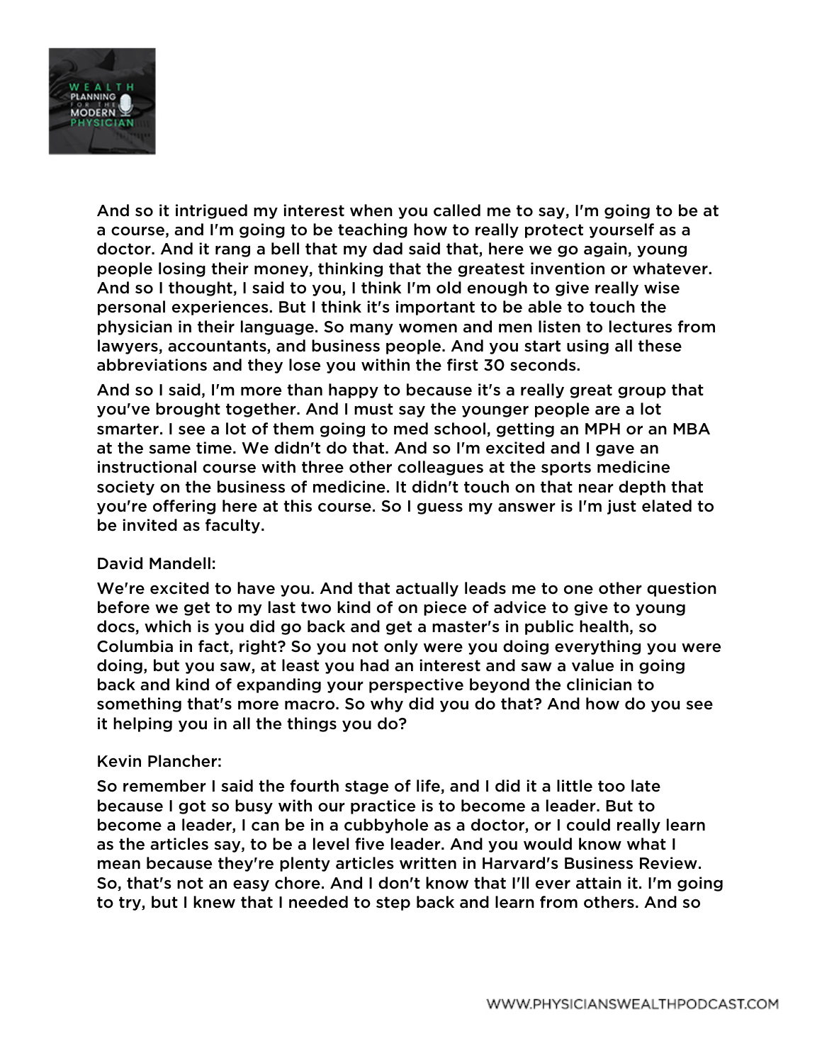And so it intrigued my interest when you called me to say, I'm going to be at a course, and I'm going to be teaching how to really protect yourself as a doctor. And it rang a bell that my dad said that, here we go again, young people losing their money, thinking that the greatest invention or whatever. And so I thought, I said to you, I think I'm old enough to give really wise personal experiences. But I think it's important to be able to touch the physician in their language. So many women and men listen to lectures from lawyers, accountants, and business people. And you start using all these abbreviations and they lose you within the first 30 seconds.

And so I said, I'm more than happy to because it's a really great group that you've brought together. And I must say the younger people are a lot smarter. I see a lot of them going to med school, getting an MPH or an MBA at the same time. We didn't do that. And so I'm excited and I gave an instructional course with three other colleagues at the sports medicine society on the business of medicine. It didn't touch on that near depth that you're offering here at this course. So I guess my answer is I'm just elated to be invited as faculty.

David Mandell:

We're excited to have you. And that actually leads me to one other question before we get to my last two kind of on piece of advice to give to young docs, which is you did go back and get a master's in public health, so Columbia in fact, right? So you not only were you doing everything you were doing, but you saw, at least you had an interest and saw a value in going back and kind of expanding your perspective beyond the clinician to something that's more macro. So why did you do that? And how do you see it helping you in all the things you do?

Kevin Plancher:

So remember I said the fourth stage of life, and I did it a little too late because I got so busy with our practice is to become a leader. But to become a leader, I can be in a cubbyhole as a doctor, or I could really learn as the articles say, to be a level five leader. And you would know what I mean because they're plenty articles written in Harvard's Business Review. So, that's not an easy chore. And I don't know that I'll ever attain it. I'm going to try, but I knew that I needed to step back and learn from others. And so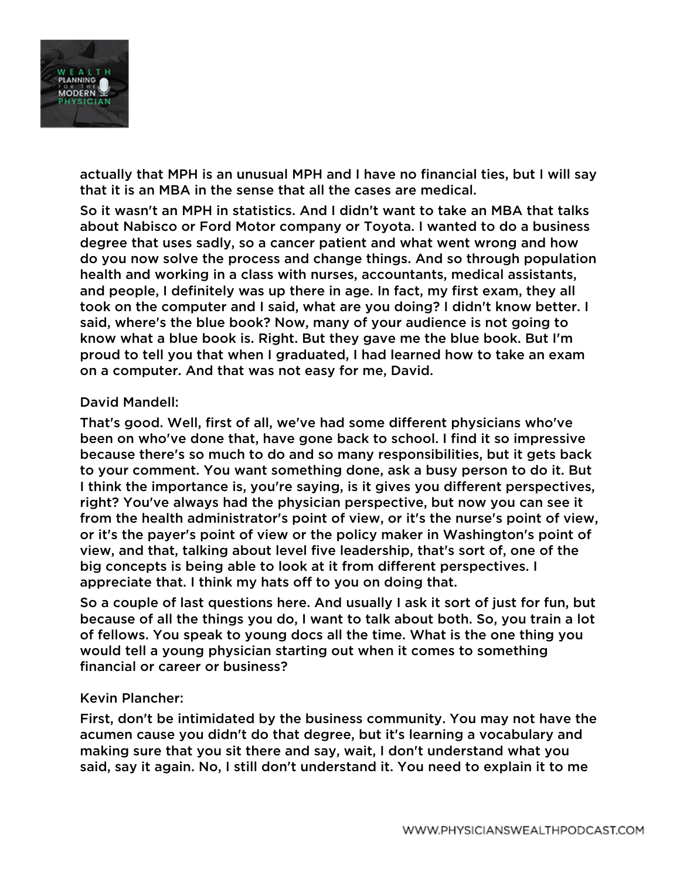actually that MPH is an unusual MPH and I have no financial ties, but I will say that it is an MBA in the sense that all the cases are medical.

So it wasn't an MPH in statistics. And I didn't want to take an MBA that talks about Nabisco or Ford Motor company or Toyota. I wanted to do a business degree that uses sadly, so a cancer patient and what went wrong and how do you now solve the process and change things. And so through population health and working in a class with nurses, accountants, medical assistants, and people, I definitely was up there in age. In fact, my first exam, they all took on the computer and I said, what are you doing? I didn't know better. I said, where's the blue book? Now, many of your audience is not going to know what a blue book is. Right. But they gave me the blue book. But I'm proud to tell you that when I graduated, I had learned how to take an exam on a computer. And that was not easy for me, David.

David Mandell:

That's good. Well, first of all, we've had some different physicians who've been on who've done that, have gone back to school. I find it so impressive because there's so much to do and so many responsibilities, but it gets back to your comment. You want something done, ask a busy person to do it. But I think the importance is, you're saying, is it gives you different perspectives, right? You've always had the physician perspective, but now you can see it from the health administrator's point of view, or it's the nurse's point of view, or it's the payer's point of view or the policy maker in Washington's point of view, and that, talking about level five leadership, that's sort of, one of the big concepts is being able to look at it from different perspectives. I appreciate that. I think my hats off to you on doing that.

So a couple of last questions here. And usually I ask it sort of just for fun, but because of all the things you do, I want to talk about both. So, you train a lot of fellows. You speak to young docs all the time. What is the one thing you would tell a young physician starting out when it comes to something financial or career or business?

Kevin Plancher:

First, don't be intimidated by the business community. You may not have the acumen cause you didn't do that degree, but it's learning a vocabulary and making sure that you sit there and say, wait, I don't understand what you said, say it again. No, I still don't understand it. You need to explain it to me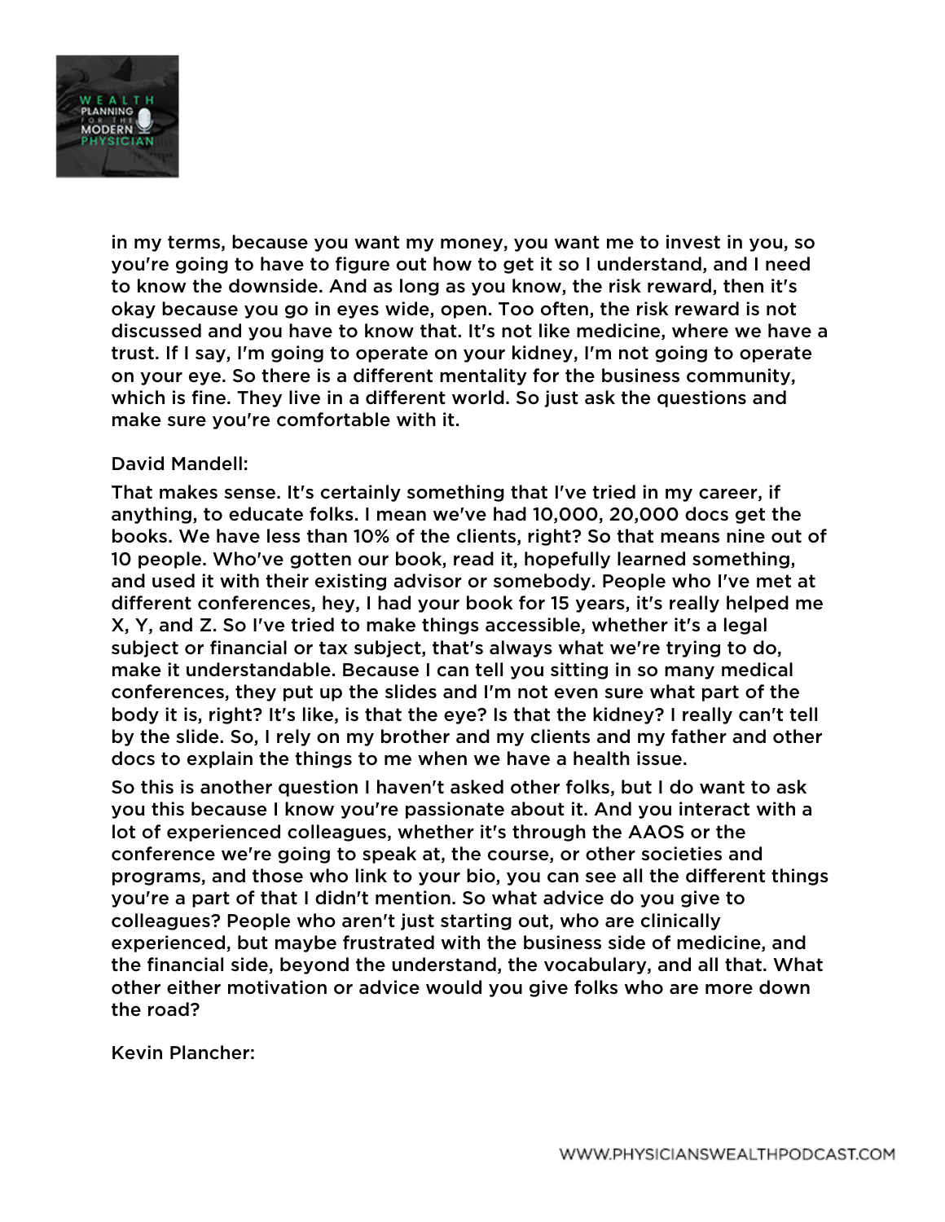in my terms, because you want my money, you want me to invest in you, so you're going to have to figure out how to get it so I understand, and I need to know the downside. And as long as you know, the risk reward, then it's okay because you go in eyes wide, open. Too often, the risk reward is not discussed and you have to know that. It's not like medicine, where we have a trust. If I say, I'm going to operate on your kidney, I'm not going to operate on your eye. So there is a different mentality for the business community, which is fine. They live in a different world. So just ask the questions and make sure you're comfortable with it.

David Mandell:

That makes sense. It's certainly something that I've tried in my career, if anything, to educate folks. I mean we've had 10,000, 20,000 docs get the books. We have less than 10% of the clients, right? So that means nine out of 10 people. Who've gotten our book, read it, hopefully learned something, and used it with their existing advisor or somebody. People who I've met at different conferences, hey, I had your book for 15 years, it's really helped me X, Y, and Z. So I've tried to make things accessible, whether it's a legal subject or financial or tax subject, that's always what we're trying to do, make it understandable. Because I can tell you sitting in so many medical conferences, they put up the slides and I'm not even sure what part of the body it is, right? It's like, is that the eye? Is that the kidney? I really can't tell by the slide. So, I rely on my brother and my clients and my father and other docs to explain the things to me when we have a health issue.

So this is another question I haven't asked other folks, but I do want to ask you this because I know you're passionate about it. And you interact with a lot of experienced colleagues, whether it's through the AAOS or the conference we're going to speak at, the course, or other societies and programs, and those who link to your bio, you can see all the different things you're a part of that I didn't mention. So what advice do you give to colleagues? People who aren't just starting out, who are clinically experienced, but maybe frustrated with the business side of medicine, and the financial side, beyond the understand, the vocabulary, and all that. What other either motivation or advice would you give folks who are more down the road?

Kevin Plancher: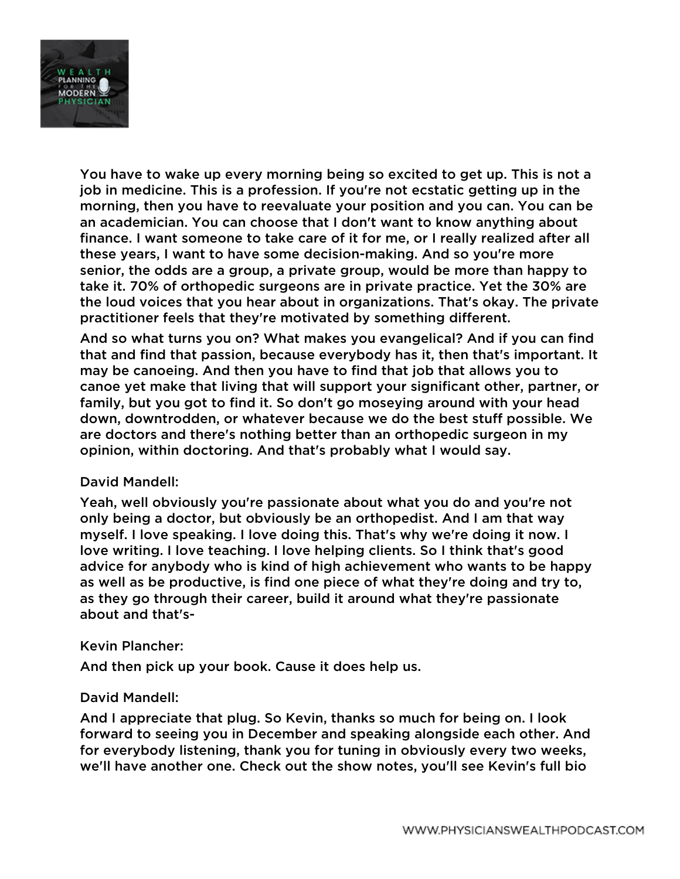You have to wake up every morning being so excited to get up. This is not a job in medicine. This is a profession. If you're not ecstatic getting up in the morning, then you have to reevaluate your position and you can. You can be an academician. You can choose that I don't want to know anything about finance. I want someone to take care of it for me, or I really realized after all these years, I want to have some decision-making. And so you're more senior, the odds are a group, a private group, would be more than happy to take it. 70% of orthopedic surgeons are in private practice. Yet the 30% are the loud voices that you hear about in organizations. That's okay. The private practitioner feels that they're motivated by something different.

And so what turns you on? What makes you evangelical? And if you can find that and find that passion, because everybody has it, then that's important. It may be canoeing. And then you have to find that job that allows you to canoe yet make that living that will support your significant other, partner, or family, but you got to find it. So don't go moseying around with your head down, downtrodden, or whatever because we do the best stuff possible. We are doctors and there's nothing better than an orthopedic surgeon in my opinion, within doctoring. And that's probably what I would say.

David Mandell:

Yeah, well obviously you're passionate about what you do and you're not only being a doctor, but obviously be an orthopedist. And I am that way myself. I love speaking. I love doing this. That's why we're doing it now. I love writing. I love teaching. I love helping clients. So I think that's good advice for anybody who is kind of high achievement who wants to be happy as well as be productive, is find one piece of what they're doing and try to, as they go through their career, build it around what they're passionate about and that's-

Kevin Plancher:

And then pick up your book. Cause it does help us.

David Mandell:

And I appreciate that plug. So Kevin, thanks so much for being on. I look forward to seeing you in December and speaking alongside each other. And for everybody listening, thank you for tuning in obviously every two weeks, we'll have another one. Check out the show notes, you'll see Kevin's full bio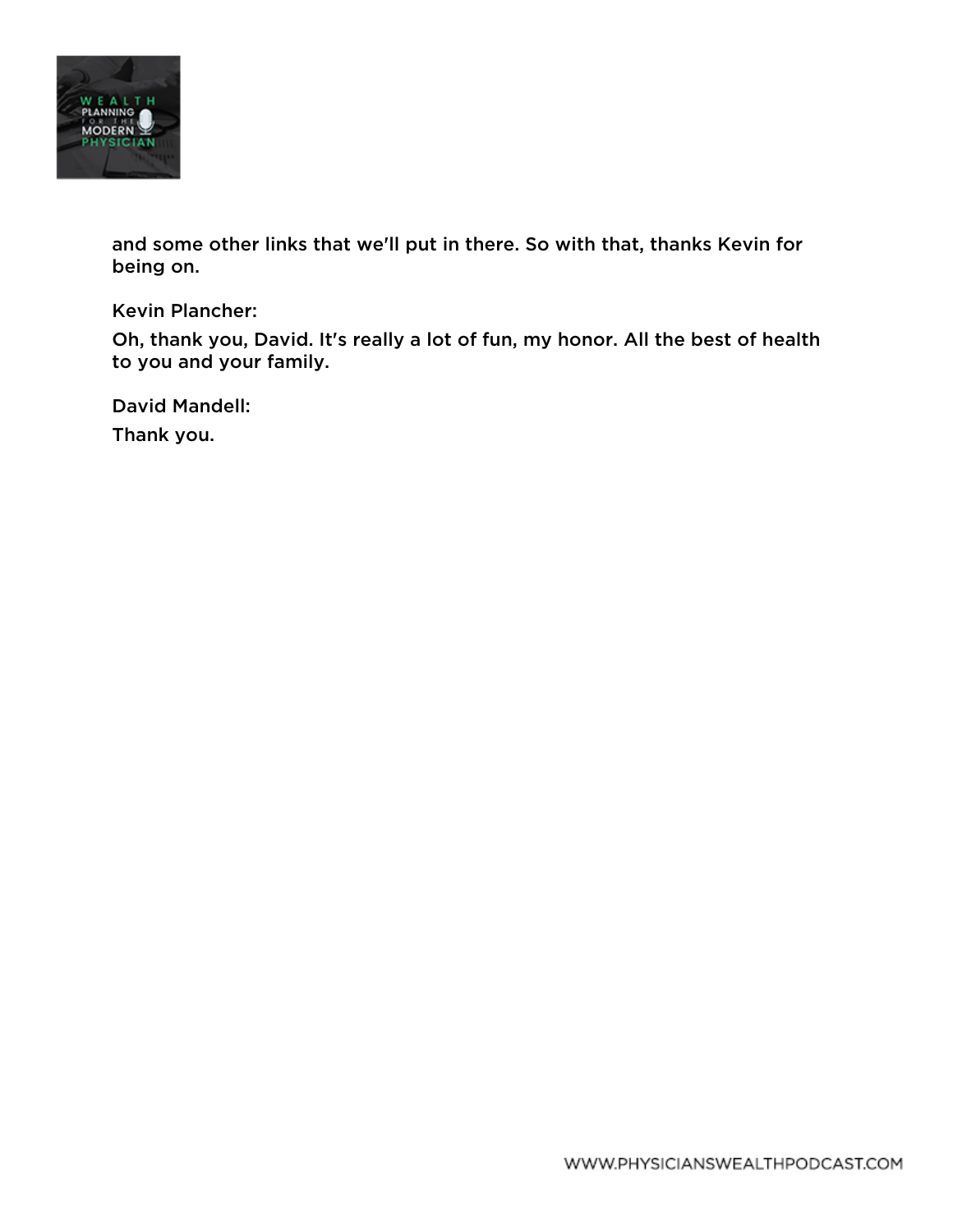and some other links that we'll put in there. So with that, thanks Kevin for being on.

Kevin Plancher:

Oh, thank you, David. It's really a lot of fun, my honor. All the best of health to you and your family.

David Mandell:

Thank you.